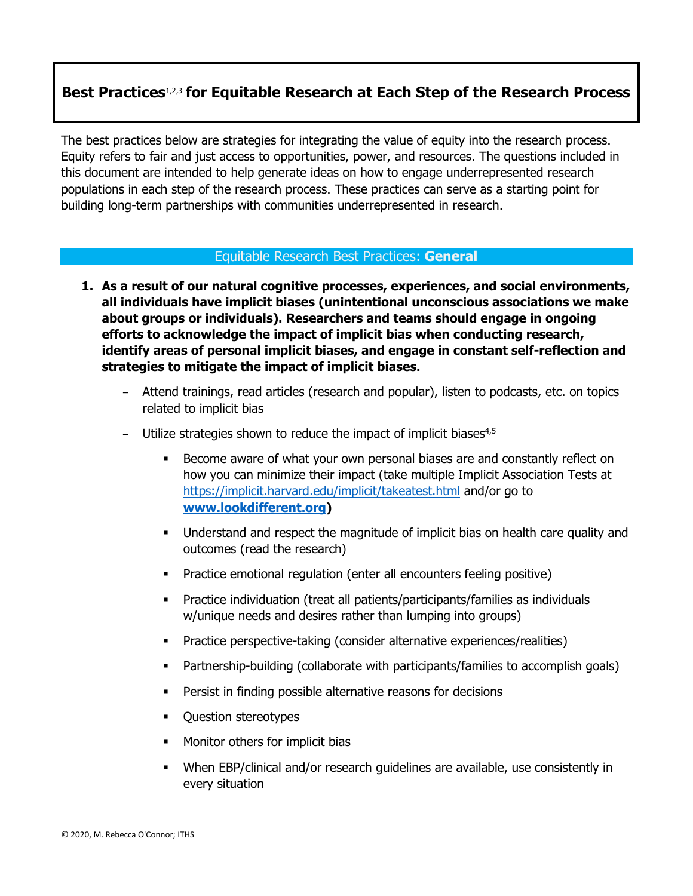# Best Practices[1,2,3] for Equitable Research at Each Step of the Research Process

The best practices below are strategies for integrating the value of equity into the research process. Equity refers to fair and just access to opportunities, power, and resources. The questions included in this document are intended to help generate ideas on how to engage underrepresented research populations in each step of the research process. These practices can serve as a starting point for building long-term partnerships with communities underrepresented in research.

## Equitable Research Best Practices: **General**

1. **As a result of our natural cognitive processes, experiences, and social environments, all individuals have implicit biases (unintentional unconscious associations we make about groups or individuals). Researchers and teams should engage in ongoing efforts to acknowledge the impact of implicit bias when conducting research, identify areas of personal implicit biases, and engage in constant self-reflection and strategies to mitigate the impact of implicit biases.**
   - Attend trainings, read articles (research and popular), listen to podcasts, etc. on topics related to implicit bias
   - Utilize strategies shown to reduce the impact of implicit biases[4,5]
     - Become aware of what your own personal biases are and constantly reflect on how you can minimize their impact (take multiple Implicit Association Tests at https://implicit.harvard.edu/implicit/takeatest.html and/or go to **www.lookdifferent.org)**
     - Understand and respect the magnitude of implicit bias on health care quality and outcomes (read the research)
     - Practice emotional regulation (enter all encounters feeling positive)
     - Practice individuation (treat all patients/participants/families as individuals w/unique needs and desires rather than lumping into groups)
     - Practice perspective-taking (consider alternative experiences/realities)
     - Partnership-building (collaborate with participants/families to accomplish goals)
     - Persist in finding possible alternative reasons for decisions
     - Question stereotypes
     - Monitor others for implicit bias
     - When EBP/clinical and/or research guidelines are available, use consistently in every situation

© 2020, M. Rebecca O'Connor; ITHS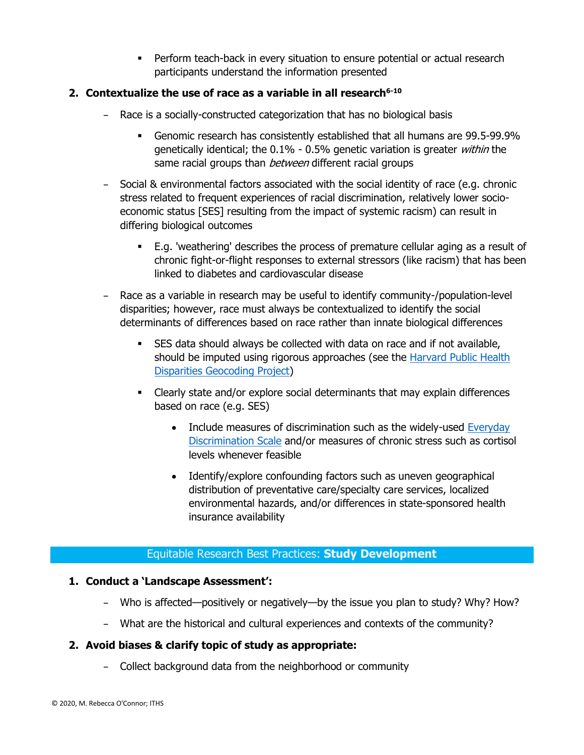- Perform teach-back in every situation to ensure potential or actual research participants understand the information presented

**2. Contextualize the use of race as a variable in all research[6-10]**

- Race is a socially-constructed categorization that has no biological basis
  - Genomic research has consistently established that all humans are 99.5-99.9% genetically identical; the 0.1% - 0.5% genetic variation is greater *within* the same racial groups than *between* different racial groups
- Social & environmental factors associated with the social identity of race (e.g. chronic stress related to frequent experiences of racial discrimination, relatively lower socio-economic status [SES] resulting from the impact of systemic racism) can result in differing biological outcomes
  - E.g. 'weathering' describes the process of premature cellular aging as a result of chronic fight-or-flight responses to external stressors (like racism) that has been linked to diabetes and cardiovascular disease
- Race as a variable in research may be useful to identify community-/population-level disparities; however, race must always be contextualized to identify the social determinants of differences based on race rather than innate biological differences
  - SES data should always be collected with data on race and if not available, should be imputed using rigorous approaches (see the Harvard Public Health Disparities Geocoding Project)
  - Clearly state and/or explore social determinants that may explain differences based on race (e.g. SES)
    - Include measures of discrimination such as the widely-used Everyday Discrimination Scale and/or measures of chronic stress such as cortisol levels whenever feasible
    - Identify/explore confounding factors such as uneven geographical distribution of preventative care/specialty care services, localized environmental hazards, and/or differences in state-sponsored health insurance availability

## Equitable Research Best Practices: **Study Development**

**1. Conduct a 'Landscape Assessment':**

- Who is affected—positively or negatively—by the issue you plan to study? Why? How?
- What are the historical and cultural experiences and contexts of the community?

**2. Avoid biases & clarify topic of study as appropriate:**

- Collect background data from the neighborhood or community

© 2020, M. Rebecca O'Connor; ITHS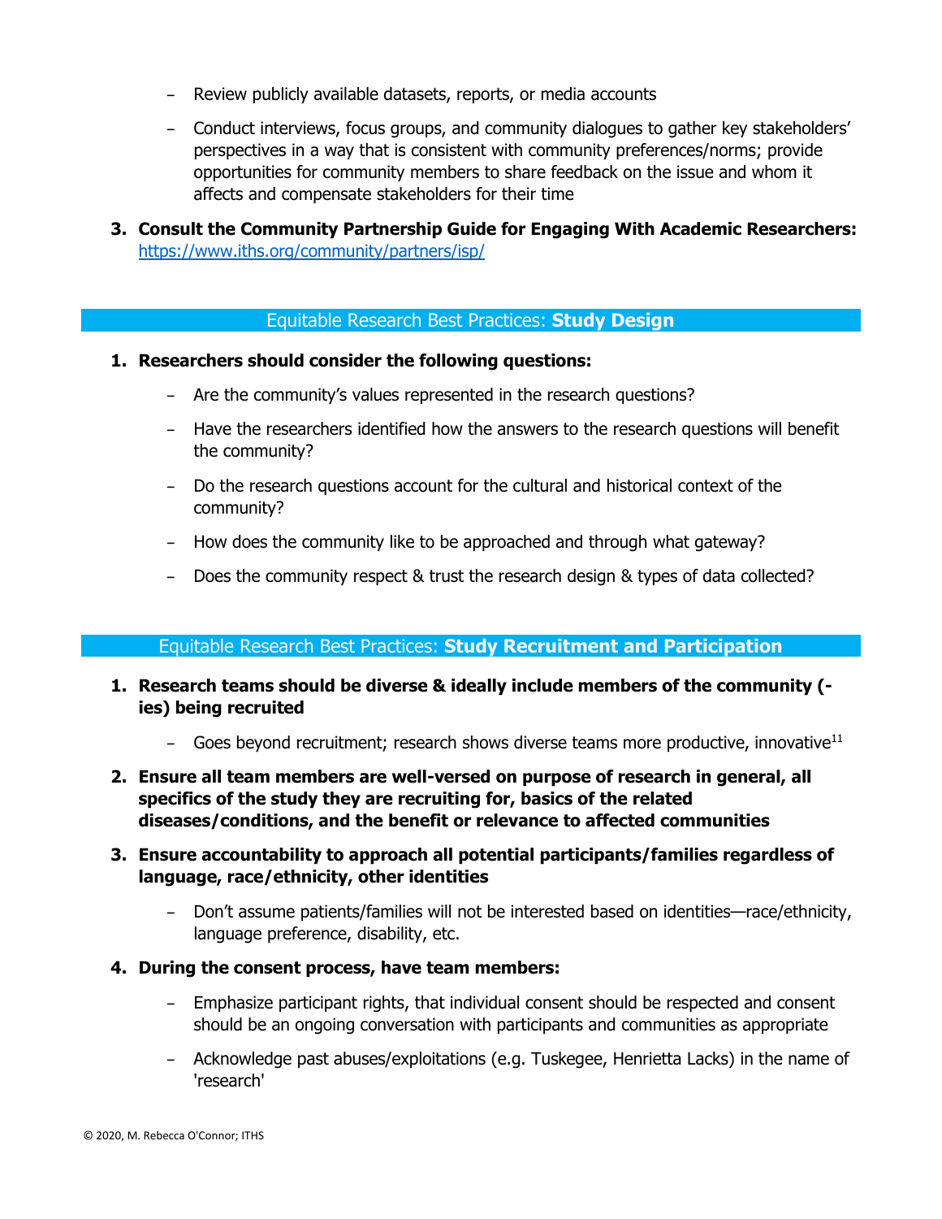- Review publicly available datasets, reports, or media accounts
- Conduct interviews, focus groups, and community dialogues to gather key stakeholders' perspectives in a way that is consistent with community preferences/norms; provide opportunities for community members to share feedback on the issue and whom it affects and compensate stakeholders for their time

3. **Consult the Community Partnership Guide for Engaging With Academic Researchers:** [https://www.iths.org/community/partners/isp/](https://www.iths.org/community/partners/isp/)

## Equitable Research Best Practices: **Study Design**

1. **Researchers should consider the following questions:**
   - Are the community's values represented in the research questions?
   - Have the researchers identified how the answers to the research questions will benefit the community?
   - Do the research questions account for the cultural and historical context of the community?
   - How does the community like to be approached and through what gateway?
   - Does the community respect & trust the research design & types of data collected?

## Equitable Research Best Practices: **Study Recruitment and Participation**

1. **Research teams should be diverse & ideally include members of the community (-ies) being recruited**
   - Goes beyond recruitment; research shows diverse teams more productive, innovative[11]
2. **Ensure all team members are well-versed on purpose of research in general, all specifics of the study they are recruiting for, basics of the related diseases/conditions, and the benefit or relevance to affected communities**
3. **Ensure accountability to approach all potential participants/families regardless of language, race/ethnicity, other identities**
   - Don't assume patients/families will not be interested based on identities—race/ethnicity, language preference, disability, etc.
4. **During the consent process, have team members:**
   - Emphasize participant rights, that individual consent should be respected and consent should be an ongoing conversation with participants and communities as appropriate
   - Acknowledge past abuses/exploitations (e.g. Tuskegee, Henrietta Lacks) in the name of 'research'

© 2020, M. Rebecca O'Connor; ITHS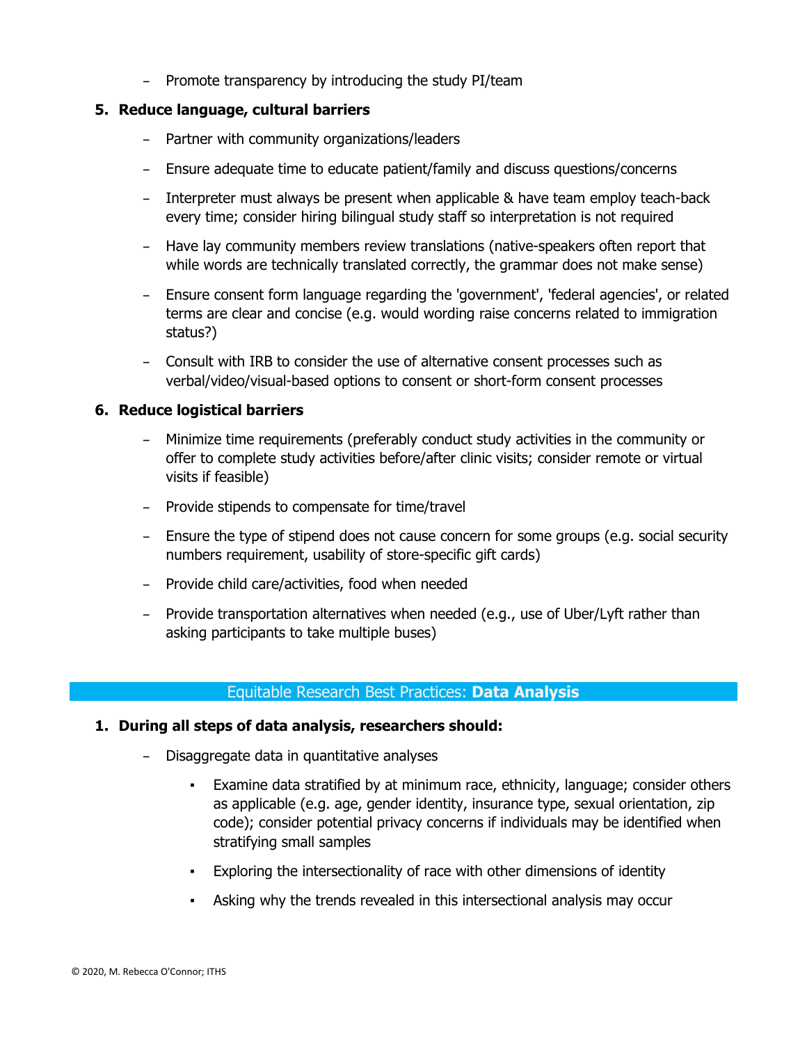- Promote transparency by introducing the study PI/team

**5. Reduce language, cultural barriers**

- Partner with community organizations/leaders
- Ensure adequate time to educate patient/family and discuss questions/concerns
- Interpreter must always be present when applicable & have team employ teach-back every time; consider hiring bilingual study staff so interpretation is not required
- Have lay community members review translations (native-speakers often report that while words are technically translated correctly, the grammar does not make sense)
- Ensure consent form language regarding the 'government', 'federal agencies', or related terms are clear and concise (e.g. would wording raise concerns related to immigration status?)
- Consult with IRB to consider the use of alternative consent processes such as verbal/video/visual-based options to consent or short-form consent processes

**6. Reduce logistical barriers**

- Minimize time requirements (preferably conduct study activities in the community or offer to complete study activities before/after clinic visits; consider remote or virtual visits if feasible)
- Provide stipends to compensate for time/travel
- Ensure the type of stipend does not cause concern for some groups (e.g. social security numbers requirement, usability of store-specific gift cards)
- Provide child care/activities, food when needed
- Provide transportation alternatives when needed (e.g., use of Uber/Lyft rather than asking participants to take multiple buses)

## Equitable Research Best Practices: **Data Analysis**

**1. During all steps of data analysis, researchers should:**

- Disaggregate data in quantitative analyses
  - Examine data stratified by at minimum race, ethnicity, language; consider others as applicable (e.g. age, gender identity, insurance type, sexual orientation, zip code); consider potential privacy concerns if individuals may be identified when stratifying small samples
  - Exploring the intersectionality of race with other dimensions of identity
  - Asking why the trends revealed in this intersectional analysis may occur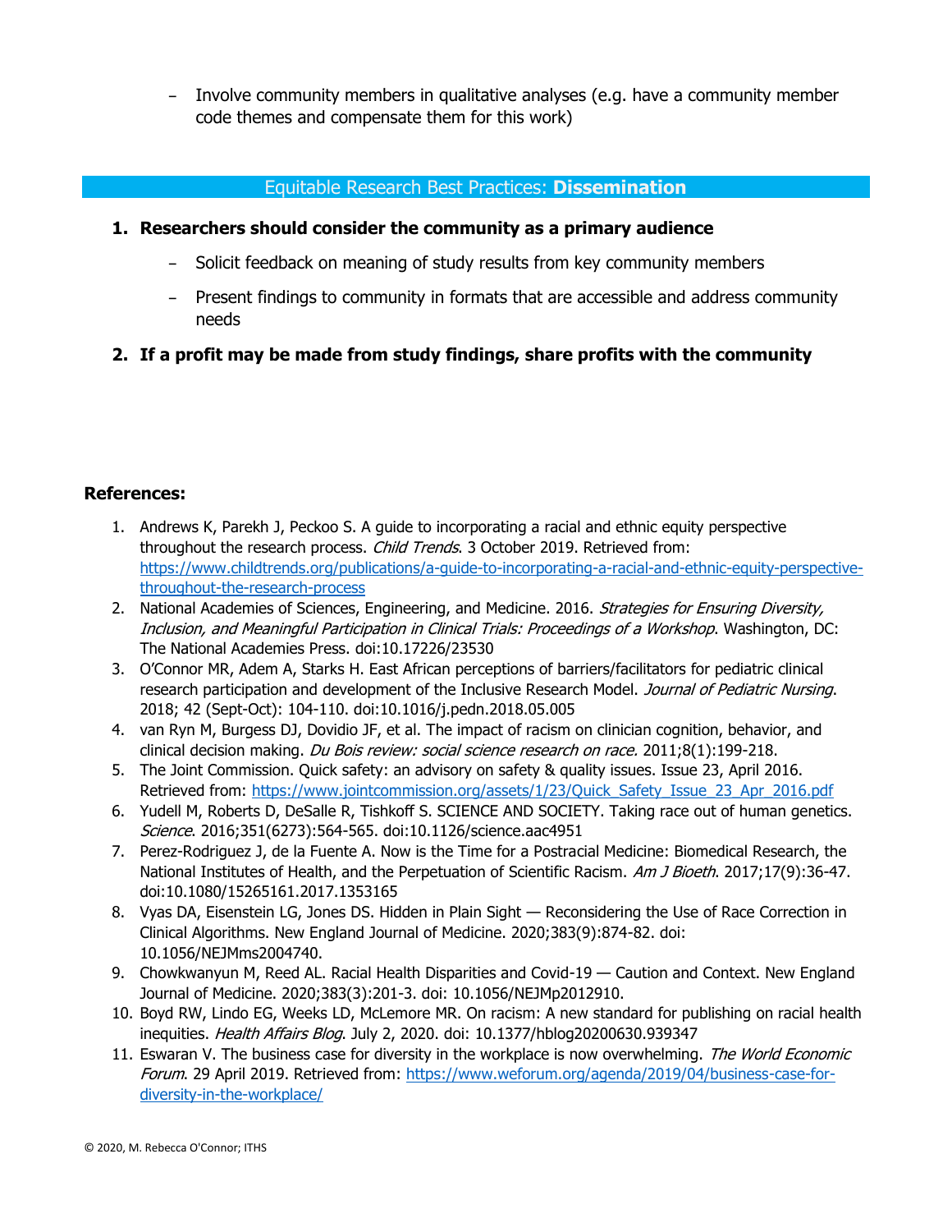- Involve community members in qualitative analyses (e.g. have a community member code themes and compensate them for this work)

## Equitable Research Best Practices: **Dissemination**

1. **Researchers should consider the community as a primary audience**
   - Solicit feedback on meaning of study results from key community members
   - Present findings to community in formats that are accessible and address community needs
2. **If a profit may be made from study findings, share profits with the community**

**References:**

1. Andrews K, Parekh J, Peckoo S. A guide to incorporating a racial and ethnic equity perspective throughout the research process. *Child Trends*. 3 October 2019. Retrieved from: https://www.childtrends.org/publications/a-guide-to-incorporating-a-racial-and-ethnic-equity-perspective-throughout-the-research-process
2. National Academies of Sciences, Engineering, and Medicine. 2016. *Strategies for Ensuring Diversity, Inclusion, and Meaningful Participation in Clinical Trials: Proceedings of a Workshop*. Washington, DC: The National Academies Press. doi:10.17226/23530
3. O'Connor MR, Adem A, Starks H. East African perceptions of barriers/facilitators for pediatric clinical research participation and development of the Inclusive Research Model. *Journal of Pediatric Nursing*. 2018; 42 (Sept-Oct): 104-110. doi:10.1016/j.pedn.2018.05.005
4. van Ryn M, Burgess DJ, Dovidio JF, et al. The impact of racism on clinician cognition, behavior, and clinical decision making. *Du Bois review: social science research on race.* 2011;8(1):199-218.
5. The Joint Commission. Quick safety: an advisory on safety & quality issues. Issue 23, April 2016. Retrieved from: https://www.jointcommission.org/assets/1/23/Quick_Safety_Issue_23_Apr_2016.pdf
6. Yudell M, Roberts D, DeSalle R, Tishkoff S. SCIENCE AND SOCIETY. Taking race out of human genetics. *Science*. 2016;351(6273):564-565. doi:10.1126/science.aac4951
7. Perez-Rodriguez J, de la Fuente A. Now is the Time for a Postracial Medicine: Biomedical Research, the National Institutes of Health, and the Perpetuation of Scientific Racism. *Am J Bioeth*. 2017;17(9):36-47. doi:10.1080/15265161.2017.1353165
8. Vyas DA, Eisenstein LG, Jones DS. Hidden in Plain Sight — Reconsidering the Use of Race Correction in Clinical Algorithms. New England Journal of Medicine. 2020;383(9):874-82. doi: 10.1056/NEJMms2004740.
9. Chowkwanyun M, Reed AL. Racial Health Disparities and Covid-19 — Caution and Context. New England Journal of Medicine. 2020;383(3):201-3. doi: 10.1056/NEJMp2012910.
10. Boyd RW, Lindo EG, Weeks LD, McLemore MR. On racism: A new standard for publishing on racial health inequities. *Health Affairs Blog*. July 2, 2020. doi: 10.1377/hblog20200630.939347
11. Eswaran V. The business case for diversity in the workplace is now overwhelming. *The World Economic Forum*. 29 April 2019. Retrieved from: https://www.weforum.org/agenda/2019/04/business-case-for-diversity-in-the-workplace/

© 2020, M. Rebecca O'Connor; ITHS